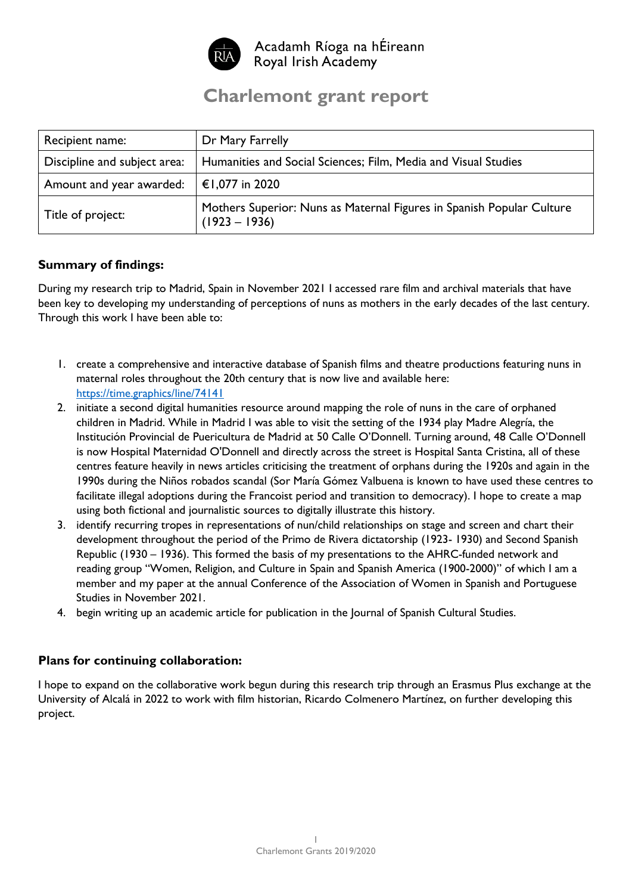Acadamh Ríoga na hÉireann
Royal Irish Academy

# Charlemont grant report

| | |
|---|---|
| Recipient name: | Dr Mary Farrelly |
| Discipline and subject area: | Humanities and Social Sciences; Film, Media and Visual Studies |
| Amount and year awarded: | €1,077 in 2020 |
| Title of project: | Mothers Superior: Nuns as Maternal Figures in Spanish Popular Culture (1923 – 1936) |

## Summary of findings:

During my research trip to Madrid, Spain in November 2021 I accessed rare film and archival materials that have been key to developing my understanding of perceptions of nuns as mothers in the early decades of the last century. Through this work I have been able to:

1. create a comprehensive and interactive database of Spanish films and theatre productions featuring nuns in maternal roles throughout the 20th century that is now live and available here: https://time.graphics/line/74141
2. initiate a second digital humanities resource around mapping the role of nuns in the care of orphaned children in Madrid. While in Madrid I was able to visit the setting of the 1934 play Madre Alegría, the Institución Provincial de Puericultura de Madrid at 50 Calle O'Donnell. Turning around, 48 Calle O'Donnell is now Hospital Maternidad O'Donnell and directly across the street is Hospital Santa Cristina, all of these centres feature heavily in news articles criticising the treatment of orphans during the 1920s and again in the 1990s during the Niños robados scandal (Sor María Gómez Valbuena is known to have used these centres to facilitate illegal adoptions during the Francoist period and transition to democracy). I hope to create a map using both fictional and journalistic sources to digitally illustrate this history.
3. identify recurring tropes in representations of nun/child relationships on stage and screen and chart their development throughout the period of the Primo de Rivera dictatorship (1923- 1930) and Second Spanish Republic (1930 – 1936). This formed the basis of my presentations to the AHRC-funded network and reading group "Women, Religion, and Culture in Spain and Spanish America (1900-2000)" of which I am a member and my paper at the annual Conference of the Association of Women in Spanish and Portuguese Studies in November 2021.
4. begin writing up an academic article for publication in the Journal of Spanish Cultural Studies.

## Plans for continuing collaboration:

I hope to expand on the collaborative work begun during this research trip through an Erasmus Plus exchange at the University of Alcalá in 2022 to work with film historian, Ricardo Colmenero Martínez, on further developing this project.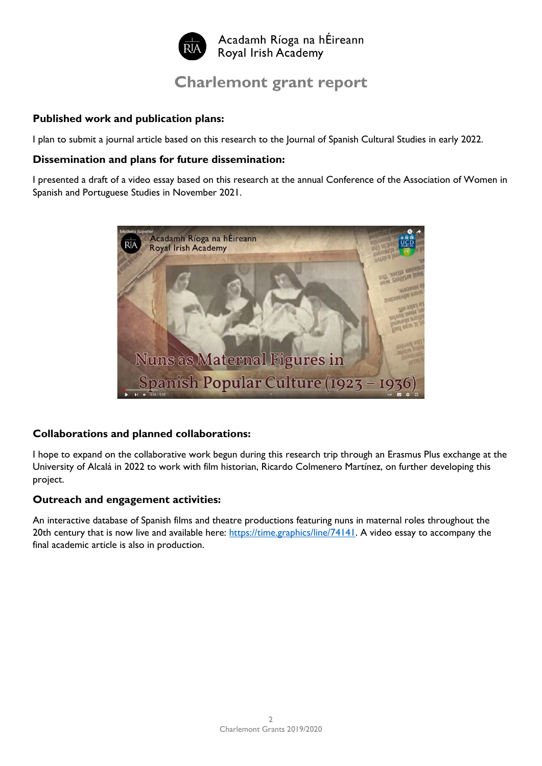# Charlemont grant report

### Published work and publication plans:

I plan to submit a journal article based on this research to the Journal of Spanish Cultural Studies in early 2022.

### Dissemination and plans for future dissemination:

I presented a draft of a video essay based on this research at the annual Conference of the Association of Women in Spanish and Portuguese Studies in November 2021.

### Collaborations and planned collaborations:

I hope to expand on the collaborative work begun during this research trip through an Erasmus Plus exchange at the University of Alcalá in 2022 to work with film historian, Ricardo Colmenero Martínez, on further developing this project.

### Outreach and engagement activities:

An interactive database of Spanish films and theatre productions featuring nuns in maternal roles throughout the 20th century that is now live and available here: https://time.graphics/line/74141. A video essay to accompany the final academic article is also in production.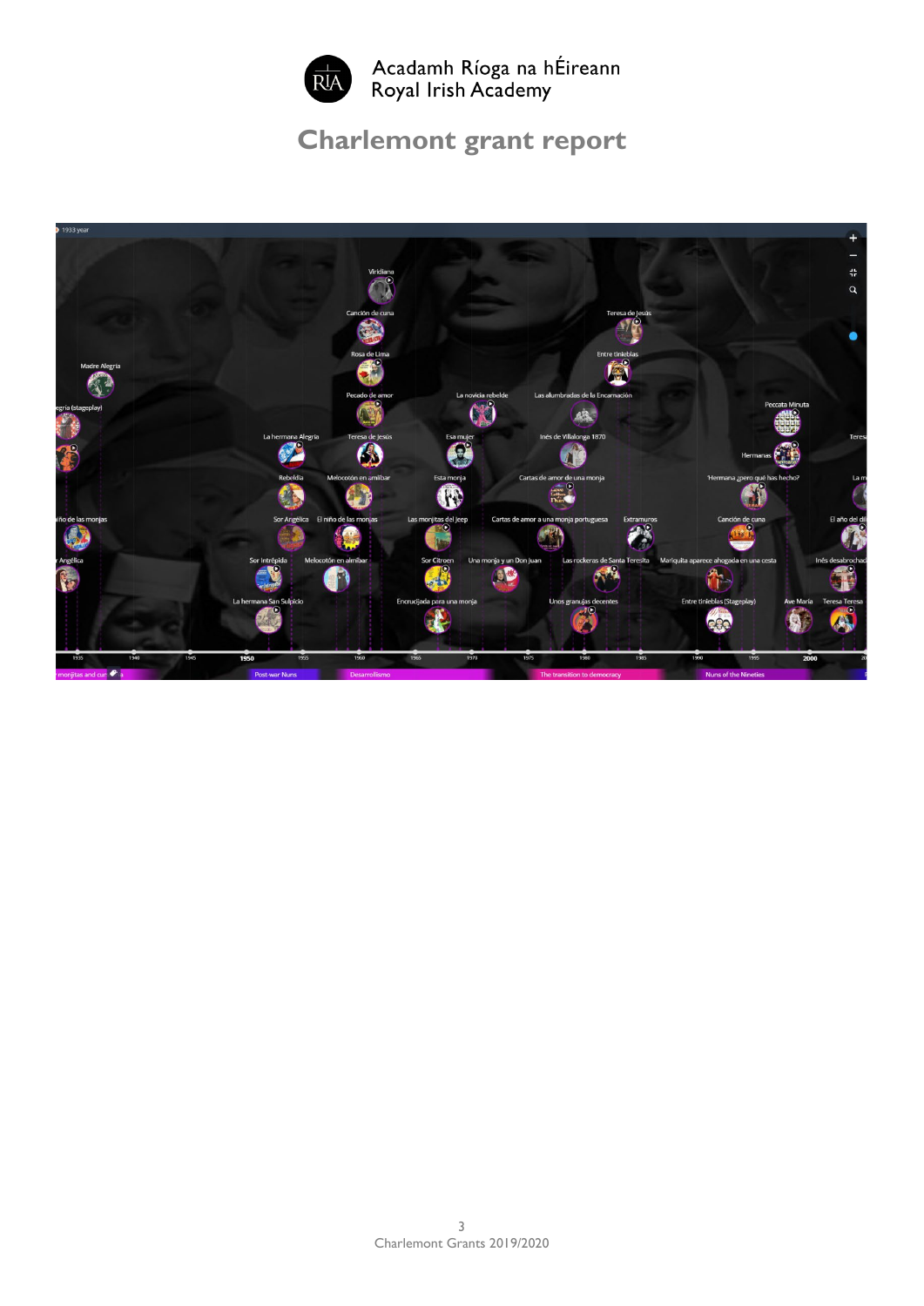Acadamh Ríoga na hÉireann
Royal Irish Academy

# Charlemont grant report

1933 year

Viridiana

Canción de cuna

Teresa de Jesús

Rosa de Lima

Entre tinieblas

Madre Alegría

Pecado de amor

La novicia rebelde

Las alumbradas de la Encarnación

egría (stageplay)

Peccata Minuta

La hermana Alegría

Teresa de Jesús

Esa mujer

Inés de Villalonga 1870

Teres

Hermanas

Rebeldía

Melocotón en almíbar

Esta monja

Cartas de amor de una monja

'Hermana ¿pero qué has hecho?

La m

iño de las monjas

Sor Angélica

El niño de las monjas

Las monjitas del jeep

Cartas de amor a una monja portuguesa

Extramuros

Canción de cuna

El año del dil

Angélica

Sor Intrépida

Melocotón en almíbar

Sor Citroen

Una monja y un Don Juan

Las rockeras de Santa Teresita

Mariquita aparece ahogada en una cesta

Inés desabrochad

La hermana San Sulpicio

Encrucijada para una monja

Unos granujas decentes

Entre tinieblas (Stageplay)

Ave María

Teresa Teresa

1935 1940 1945 1950 1955 1960 1965 1970 1975 1980 1985 1990 1995 2000

monjitas and cur

Post-war Nuns

Desarrollismo

The transition to democracy

Nuns of the Nineties

Charlemont Grants 2019/2020